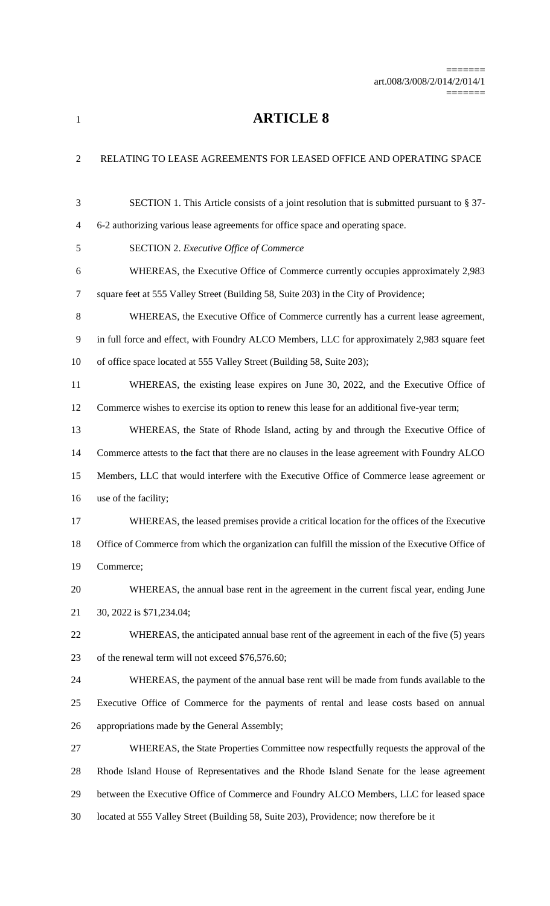# ARTICLE 8

RELATING TO LEASE AGREEMENTS FOR LEASED OFFICE AND OPERATING SPACE

SECTION 1. This Article consists of a joint resolution that is submitted pursuant to § 37-6-2 authorizing various lease agreements for office space and operating space.

SECTION 2. *Executive Office of Commerce*

WHEREAS, the Executive Office of Commerce currently occupies approximately 2,983 square feet at 555 Valley Street (Building 58, Suite 203) in the City of Providence;

WHEREAS, the Executive Office of Commerce currently has a current lease agreement, in full force and effect, with Foundry ALCO Members, LLC for approximately 2,983 square feet of office space located at 555 Valley Street (Building 58, Suite 203);

WHEREAS, the existing lease expires on June 30, 2022, and the Executive Office of Commerce wishes to exercise its option to renew this lease for an additional five-year term;

WHEREAS, the State of Rhode Island, acting by and through the Executive Office of Commerce attests to the fact that there are no clauses in the lease agreement with Foundry ALCO Members, LLC that would interfere with the Executive Office of Commerce lease agreement or use of the facility;

WHEREAS, the leased premises provide a critical location for the offices of the Executive Office of Commerce from which the organization can fulfill the mission of the Executive Office of Commerce;

WHEREAS, the annual base rent in the agreement in the current fiscal year, ending June 30, 2022 is $71,234.04;

WHEREAS, the anticipated annual base rent of the agreement in each of the five (5) years of the renewal term will not exceed $76,576.60;

WHEREAS, the payment of the annual base rent will be made from funds available to the Executive Office of Commerce for the payments of rental and lease costs based on annual appropriations made by the General Assembly;

WHEREAS, the State Properties Committee now respectfully requests the approval of the Rhode Island House of Representatives and the Rhode Island Senate for the lease agreement between the Executive Office of Commerce and Foundry ALCO Members, LLC for leased space located at 555 Valley Street (Building 58, Suite 203), Providence; now therefore be it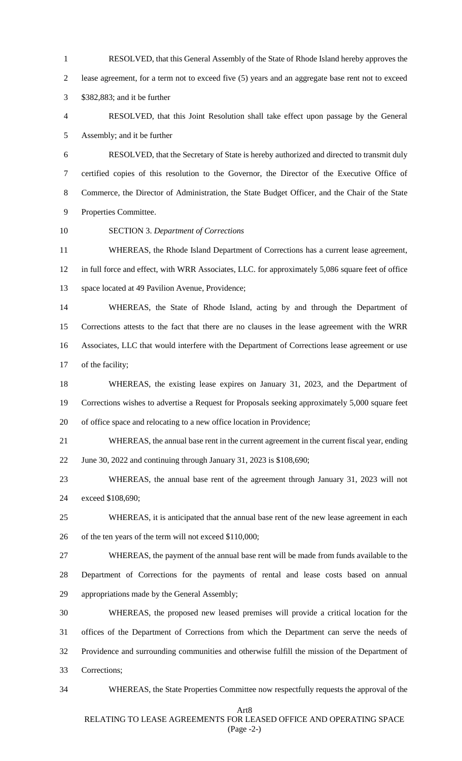RESOLVED, that this General Assembly of the State of Rhode Island hereby approves the lease agreement, for a term not to exceed five (5) years and an aggregate base rent not to exceed $382,883; and it be further

RESOLVED, that this Joint Resolution shall take effect upon passage by the General Assembly; and it be further

RESOLVED, that the Secretary of State is hereby authorized and directed to transmit duly certified copies of this resolution to the Governor, the Director of the Executive Office of Commerce, the Director of Administration, the State Budget Officer, and the Chair of the State Properties Committee.

SECTION 3. *Department of Corrections*

WHEREAS, the Rhode Island Department of Corrections has a current lease agreement, in full force and effect, with WRR Associates, LLC. for approximately 5,086 square feet of office space located at 49 Pavilion Avenue, Providence;

WHEREAS, the State of Rhode Island, acting by and through the Department of Corrections attests to the fact that there are no clauses in the lease agreement with the WRR Associates, LLC that would interfere with the Department of Corrections lease agreement or use of the facility;

WHEREAS, the existing lease expires on January 31, 2023, and the Department of Corrections wishes to advertise a Request for Proposals seeking approximately 5,000 square feet of office space and relocating to a new office location in Providence;

WHEREAS, the annual base rent in the current agreement in the current fiscal year, ending June 30, 2022 and continuing through January 31, 2023 is $108,690;

WHEREAS, the annual base rent of the agreement through January 31, 2023 will not exceed $108,690;

WHEREAS, it is anticipated that the annual base rent of the new lease agreement in each of the ten years of the term will not exceed $110,000;

WHEREAS, the payment of the annual base rent will be made from funds available to the Department of Corrections for the payments of rental and lease costs based on annual appropriations made by the General Assembly;

WHEREAS, the proposed new leased premises will provide a critical location for the offices of the Department of Corrections from which the Department can serve the needs of Providence and surrounding communities and otherwise fulfill the mission of the Department of Corrections;

WHEREAS, the State Properties Committee now respectfully requests the approval of the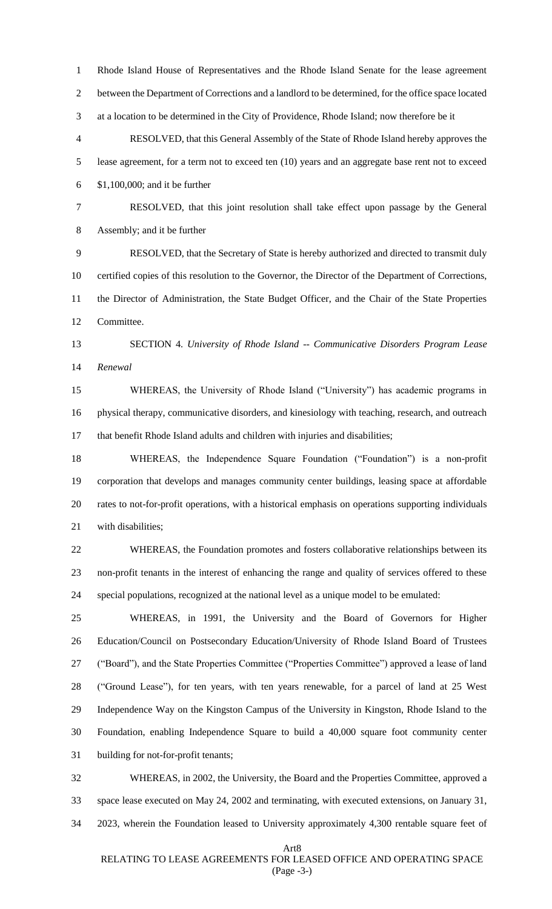Rhode Island House of Representatives and the Rhode Island Senate for the lease agreement between the Department of Corrections and a landlord to be determined, for the office space located at a location to be determined in the City of Providence, Rhode Island; now therefore be it

RESOLVED, that this General Assembly of the State of Rhode Island hereby approves the lease agreement, for a term not to exceed ten (10) years and an aggregate base rent not to exceed $1,100,000; and it be further

RESOLVED, that this joint resolution shall take effect upon passage by the General Assembly; and it be further

RESOLVED, that the Secretary of State is hereby authorized and directed to transmit duly certified copies of this resolution to the Governor, the Director of the Department of Corrections, the Director of Administration, the State Budget Officer, and the Chair of the State Properties Committee.

SECTION 4. *University of Rhode Island -- Communicative Disorders Program Lease Renewal*

WHEREAS, the University of Rhode Island ("University") has academic programs in physical therapy, communicative disorders, and kinesiology with teaching, research, and outreach that benefit Rhode Island adults and children with injuries and disabilities;

WHEREAS, the Independence Square Foundation ("Foundation") is a non-profit corporation that develops and manages community center buildings, leasing space at affordable rates to not-for-profit operations, with a historical emphasis on operations supporting individuals with disabilities;

WHEREAS, the Foundation promotes and fosters collaborative relationships between its non-profit tenants in the interest of enhancing the range and quality of services offered to these special populations, recognized at the national level as a unique model to be emulated:

WHEREAS, in 1991, the University and the Board of Governors for Higher Education/Council on Postsecondary Education/University of Rhode Island Board of Trustees ("Board"), and the State Properties Committee ("Properties Committee") approved a lease of land ("Ground Lease"), for ten years, with ten years renewable, for a parcel of land at 25 West Independence Way on the Kingston Campus of the University in Kingston, Rhode Island to the Foundation, enabling Independence Square to build a 40,000 square foot community center building for not-for-profit tenants;

WHEREAS, in 2002, the University, the Board and the Properties Committee, approved a space lease executed on May 24, 2002 and terminating, with executed extensions, on January 31, 2023, wherein the Foundation leased to University approximately 4,300 rentable square feet of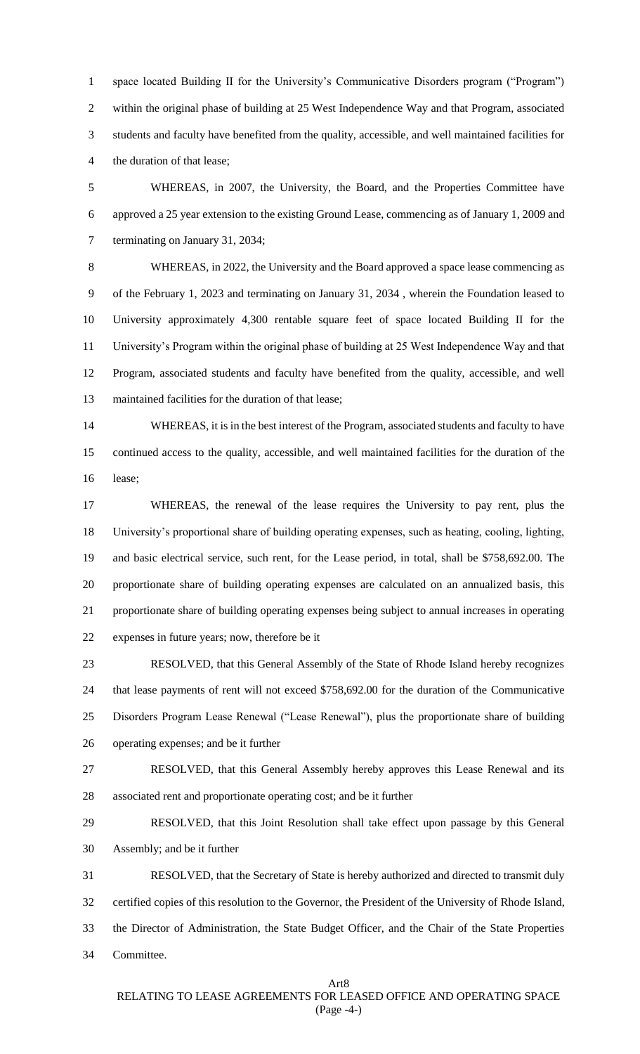space located Building II for the University's Communicative Disorders program ("Program") within the original phase of building at 25 West Independence Way and that Program, associated students and faculty have benefited from the quality, accessible, and well maintained facilities for the duration of that lease;

WHEREAS, in 2007, the University, the Board, and the Properties Committee have approved a 25 year extension to the existing Ground Lease, commencing as of January 1, 2009 and terminating on January 31, 2034;

WHEREAS, in 2022, the University and the Board approved a space lease commencing as of the February 1, 2023 and terminating on January 31, 2034 , wherein the Foundation leased to University approximately 4,300 rentable square feet of space located Building II for the University's Program within the original phase of building at 25 West Independence Way and that Program, associated students and faculty have benefited from the quality, accessible, and well maintained facilities for the duration of that lease;

WHEREAS, it is in the best interest of the Program, associated students and faculty to have continued access to the quality, accessible, and well maintained facilities for the duration of the lease;

WHEREAS, the renewal of the lease requires the University to pay rent, plus the University's proportional share of building operating expenses, such as heating, cooling, lighting, and basic electrical service, such rent, for the Lease period, in total, shall be $758,692.00. The proportionate share of building operating expenses are calculated on an annualized basis, this proportionate share of building operating expenses being subject to annual increases in operating expenses in future years; now, therefore be it

RESOLVED, that this General Assembly of the State of Rhode Island hereby recognizes that lease payments of rent will not exceed $758,692.00 for the duration of the Communicative Disorders Program Lease Renewal ("Lease Renewal"), plus the proportionate share of building operating expenses; and be it further

RESOLVED, that this General Assembly hereby approves this Lease Renewal and its associated rent and proportionate operating cost; and be it further

RESOLVED, that this Joint Resolution shall take effect upon passage by this General Assembly; and be it further

RESOLVED, that the Secretary of State is hereby authorized and directed to transmit duly certified copies of this resolution to the Governor, the President of the University of Rhode Island, the Director of Administration, the State Budget Officer, and the Chair of the State Properties Committee.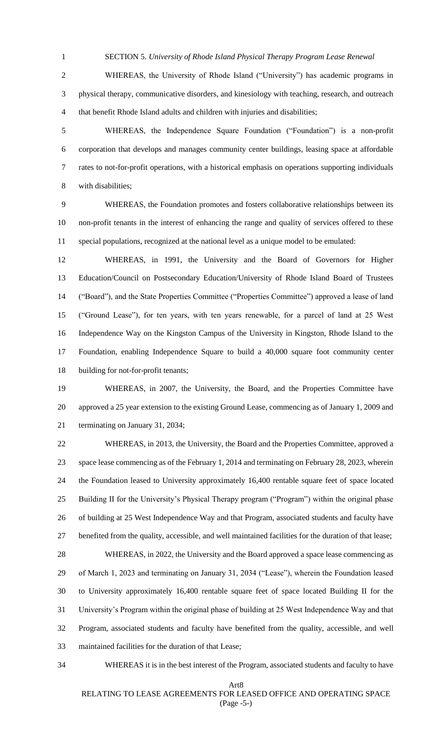SECTION 5. *University of Rhode Island Physical Therapy Program Lease Renewal*

WHEREAS, the University of Rhode Island ("University") has academic programs in physical therapy, communicative disorders, and kinesiology with teaching, research, and outreach that benefit Rhode Island adults and children with injuries and disabilities;

WHEREAS, the Independence Square Foundation ("Foundation") is a non-profit corporation that develops and manages community center buildings, leasing space at affordable rates to not-for-profit operations, with a historical emphasis on operations supporting individuals with disabilities;

WHEREAS, the Foundation promotes and fosters collaborative relationships between its non-profit tenants in the interest of enhancing the range and quality of services offered to these special populations, recognized at the national level as a unique model to be emulated:

WHEREAS, in 1991, the University and the Board of Governors for Higher Education/Council on Postsecondary Education/University of Rhode Island Board of Trustees ("Board"), and the State Properties Committee ("Properties Committee") approved a lease of land ("Ground Lease"), for ten years, with ten years renewable, for a parcel of land at 25 West Independence Way on the Kingston Campus of the University in Kingston, Rhode Island to the Foundation, enabling Independence Square to build a 40,000 square foot community center building for not-for-profit tenants;

WHEREAS, in 2007, the University, the Board, and the Properties Committee have approved a 25 year extension to the existing Ground Lease, commencing as of January 1, 2009 and terminating on January 31, 2034;

WHEREAS, in 2013, the University, the Board and the Properties Committee, approved a space lease commencing as of the February 1, 2014 and terminating on February 28, 2023, wherein the Foundation leased to University approximately 16,400 rentable square feet of space located Building II for the University's Physical Therapy program ("Program") within the original phase of building at 25 West Independence Way and that Program, associated students and faculty have benefited from the quality, accessible, and well maintained facilities for the duration of that lease;

WHEREAS, in 2022, the University and the Board approved a space lease commencing as of March 1, 2023 and terminating on January 31, 2034 ("Lease"), wherein the Foundation leased to University approximately 16,400 rentable square feet of space located Building II for the University's Program within the original phase of building at 25 West Independence Way and that Program, associated students and faculty have benefited from the quality, accessible, and well maintained facilities for the duration of that Lease;

WHEREAS it is in the best interest of the Program, associated students and faculty to have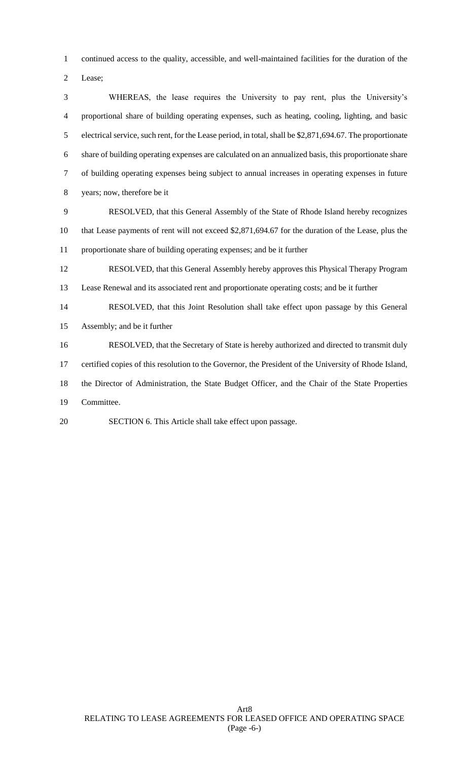continued access to the quality, accessible, and well-maintained facilities for the duration of the Lease;

WHEREAS, the lease requires the University to pay rent, plus the University's proportional share of building operating expenses, such as heating, cooling, lighting, and basic electrical service, such rent, for the Lease period, in total, shall be $2,871,694.67. The proportionate share of building operating expenses are calculated on an annualized basis, this proportionate share of building operating expenses being subject to annual increases in operating expenses in future years; now, therefore be it

RESOLVED, that this General Assembly of the State of Rhode Island hereby recognizes that Lease payments of rent will not exceed $2,871,694.67 for the duration of the Lease, plus the proportionate share of building operating expenses; and be it further

RESOLVED, that this General Assembly hereby approves this Physical Therapy Program Lease Renewal and its associated rent and proportionate operating costs; and be it further

RESOLVED, that this Joint Resolution shall take effect upon passage by this General Assembly; and be it further

RESOLVED, that the Secretary of State is hereby authorized and directed to transmit duly certified copies of this resolution to the Governor, the President of the University of Rhode Island, the Director of Administration, the State Budget Officer, and the Chair of the State Properties Committee.

SECTION 6. This Article shall take effect upon passage.